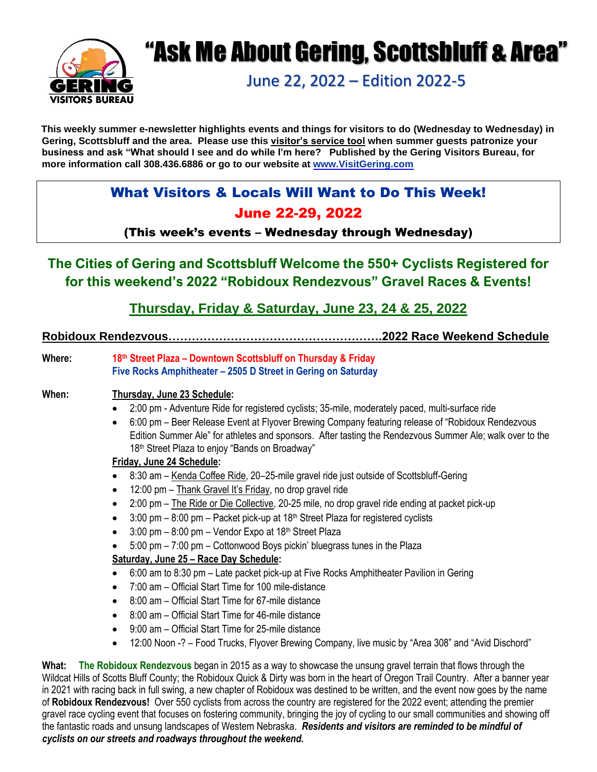# "Ask Me About Gering, Scottsbluff & Area"

## June 22, 2022 – Edition 2022-5

**This weekly summer e-newsletter highlights events and things for visitors to do (Wednesday to Wednesday) in Gering, Scottsbluff and the area. Please use this visitor's service tool when summer guests patronize your business and ask "What should I see and do while I'm here? Published by the Gering Visitors Bureau, for more information call 308.436.6886 or go to our website at [www.VisitGering.com](http://www.VisitGering.com)**

## What Visitors & Locals Will Want to Do This Week!

## June 22-29, 2022

**(This week's events – Wednesday through Wednesday)**

## The Cities of Gering and Scottsbluff Welcome the 550+ Cyclists Registered for for this weekend's 2022 "Robidoux Rendezvous" Gravel Races & Events!

### Thursday, Friday & Saturday, June 23, 24 & 25, 2022

**Robidoux Rendezvous……………………………………………….2022 Race Weekend Schedule**

**Where:** **18th Street Plaza – Downtown Scottsbluff on Thursday & Friday**
**Five Rocks Amphitheater – 2505 D Street in Gering on Saturday**

**When:** **Thursday, June 23 Schedule:**

- 2:00 pm - Adventure Ride for registered cyclists; 35-mile, moderately paced, multi-surface ride
- 6:00 pm – Beer Release Event at Flyover Brewing Company featuring release of "Robidoux Rendezvous Edition Summer Ale" for athletes and sponsors. After tasting the Rendezvous Summer Ale; walk over to the 18th Street Plaza to enjoy "Bands on Broadway"

**Friday, June 24 Schedule:**

- 8:30 am – Kenda Coffee Ride, 20–25-mile gravel ride just outside of Scottsbluff-Gering
- 12:00 pm – Thank Gravel It's Friday, no drop gravel ride
- 2:00 pm – The Ride or Die Collective, 20-25 mile, no drop gravel ride ending at packet pick-up
- 3:00 pm – 8:00 pm – Packet pick-up at 18th Street Plaza for registered cyclists
- 3:00 pm – 8:00 pm – Vendor Expo at 18th Street Plaza
- 5:00 pm – 7:00 pm – Cottonwood Boys pickin' bluegrass tunes in the Plaza

**Saturday, June 25 – Race Day Schedule:**

- 6:00 am to 8:30 pm – Late packet pick-up at Five Rocks Amphitheater Pavilion in Gering
- 7:00 am – Official Start Time for 100 mile-distance
- 8:00 am – Official Start Time for 67-mile distance
- 8:00 am – Official Start Time for 46-mile distance
- 9:00 am – Official Start Time for 25-mile distance
- 12:00 Noon -? – Food Trucks, Flyover Brewing Company, live music by "Area 308" and "Avid Dischord"

**What:** **The Robidoux Rendezvous** began in 2015 as a way to showcase the unsung gravel terrain that flows through the Wildcat Hills of Scotts Bluff County; the Robidoux Quick & Dirty was born in the heart of Oregon Trail Country. After a banner year in 2021 with racing back in full swing, a new chapter of Robidoux was destined to be written, and the event now goes by the name of **Robidoux Rendezvous!** Over 550 cyclists from across the country are registered for the 2022 event; attending the premier gravel race cycling event that focuses on fostering community, bringing the joy of cycling to our small communities and showing off the fantastic roads and unsung landscapes of Western Nebraska. ***Residents and visitors are reminded to be mindful of cyclists on our streets and roadways throughout the weekend.***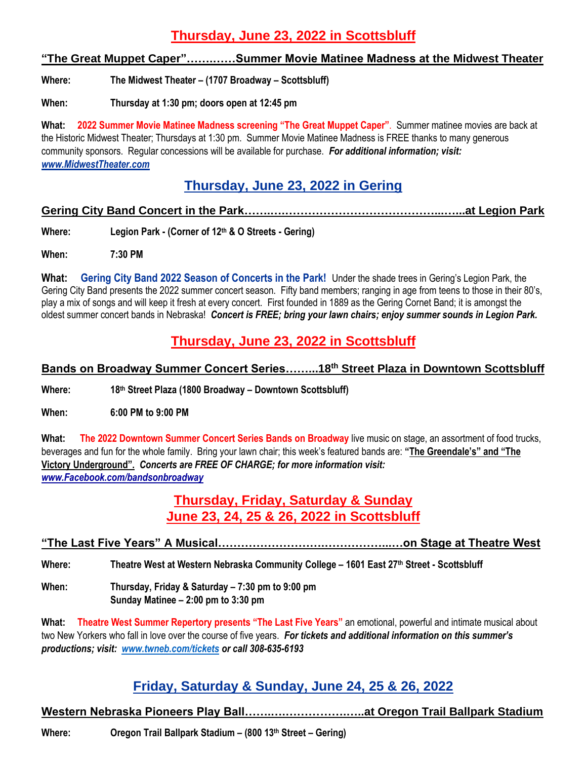## Thursday, June 23, 2022 in Scottsbluff

**"The Great Muppet Caper"………….Summer Movie Matinee Madness at the Midwest Theater**

**Where:** **The Midwest Theater – (1707 Broadway – Scottsbluff)**

**When:** **Thursday at 1:30 pm; doors open at 12:45 pm**

**What:** **2022 Summer Movie Matinee Madness screening "The Great Muppet Caper"**. Summer matinee movies are back at the Historic Midwest Theater; Thursdays at 1:30 pm. Summer Movie Matinee Madness is FREE thanks to many generous community sponsors. Regular concessions will be available for purchase. ***For additional information; visit: www.MidwestTheater.com***

## Thursday, June 23, 2022 in Gering

**Gering City Band Concert in the Park……..……………………………………..…...at Legion Park**

**Where:** **Legion Park - (Corner of 12th & O Streets - Gering)**

**When:** **7:30 PM**

**What:** **Gering City Band 2022 Season of Concerts in the Park!** Under the shade trees in Gering's Legion Park, the Gering City Band presents the 2022 summer concert season. Fifty band members; ranging in age from teens to those in their 80's, play a mix of songs and will keep it fresh at every concert. First founded in 1889 as the Gering Cornet Band; it is amongst the oldest summer concert bands in Nebraska! ***Concert is FREE; bring your lawn chairs; enjoy summer sounds in Legion Park.***

## Thursday, June 23, 2022 in Scottsbluff

**Bands on Broadway Summer Concert Series……...18th Street Plaza in Downtown Scottsbluff**

**Where:** **18th Street Plaza (1800 Broadway – Downtown Scottsbluff)**

**When:** **6:00 PM to 9:00 PM**

**What:** **The 2022 Downtown Summer Concert Series Bands on Broadway** live music on stage, an assortment of food trucks, beverages and fun for the whole family. Bring your lawn chair; this week's featured bands are: **"The Greendale's" and "The Victory Underground".** ***Concerts are FREE OF CHARGE; for more information visit: www.Facebook.com/bandsonbroadway***

## Thursday, Friday, Saturday & Sunday June 23, 24, 25 & 26, 2022 in Scottsbluff

**"The Last Five Years" A Musical…………………………………….…..…on Stage at Theatre West**

**Where:** **Theatre West at Western Nebraska Community College – 1601 East 27th Street - Scottsbluff**

**When:** **Thursday, Friday & Saturday – 7:30 pm to 9:00 pm**
**Sunday Matinee – 2:00 pm to 3:30 pm**

**What:** **Theatre West Summer Repertory presents "The Last Five Years"** an emotional, powerful and intimate musical about two New Yorkers who fall in love over the course of five years. ***For tickets and additional information on this summer's productions; visit: www.twneb.com/tickets or call 308-635-6193***

## Friday, Saturday & Sunday, June 24, 25 & 26, 2022

**Western Nebraska Pioneers Play Ball……..……………….…..at Oregon Trail Ballpark Stadium**

**Where:** **Oregon Trail Ballpark Stadium – (800 13th Street – Gering)**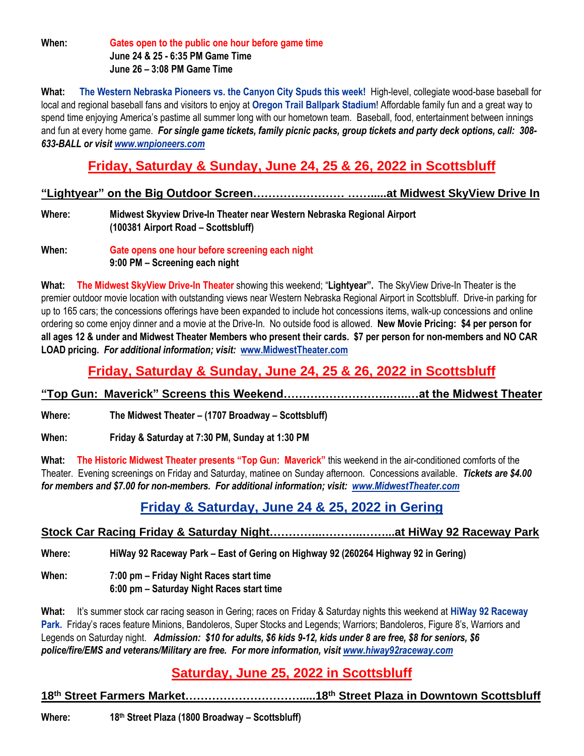**When:** Gates open to the public one hour before game time
**June 24 & 25 - 6:35 PM Game Time**
**June 26 – 3:08 PM Game Time**

**What:** **The Western Nebraska Pioneers vs. the Canyon City Spuds this week!** High-level, collegiate wood-base baseball for local and regional baseball fans and visitors to enjoy at **Oregon Trail Ballpark Stadium**! Affordable family fun and a great way to spend time enjoying America's pastime all summer long with our hometown team. Baseball, food, entertainment between innings and fun at every home game. ***For single game tickets, family picnic packs, group tickets and party deck options, call: 308-633-BALL or visit www.wnpioneers.com***

## Friday, Saturday & Sunday, June 24, 25 & 26, 2022 in Scottsbluff

### "Lightyear" on the Big Outdoor Screen…………………… ……....at Midwest SkyView Drive In

**Where:** **Midwest Skyview Drive-In Theater near Western Nebraska Regional Airport (100381 Airport Road – Scottsbluff)**

**When:** Gate opens one hour before screening each night
**9:00 PM – Screening each night**

**What:** The Midwest SkyView Drive-In Theater showing this weekend; "**Lightyear".** The SkyView Drive-In Theater is the premier outdoor movie location with outstanding views near Western Nebraska Regional Airport in Scottsbluff. Drive-in parking for up to 165 cars; the concessions offerings have been expanded to include hot concessions items, walk-up concessions and online ordering so come enjoy dinner and a movie at the Drive-In. No outside food is allowed. **New Movie Pricing: $4 per person for all ages 12 & under and Midwest Theater Members who present their cards. $7 per person for non-members and NO CAR LOAD pricing.** ***For additional information; visit:*** **www.MidwestTheater.com**

## Friday, Saturday & Sunday, June 24, 25 & 26, 2022 in Scottsbluff

### "Top Gun: Maverick" Screens this Weekend……………………………..…at the Midwest Theater

**Where:** **The Midwest Theater – (1707 Broadway – Scottsbluff)**

**When:** **Friday & Saturday at 7:30 PM, Sunday at 1:30 PM**

**What:** The Historic Midwest Theater presents "Top Gun: Maverick" this weekend in the air-conditioned comforts of the Theater. Evening screenings on Friday and Saturday, matinee on Sunday afternoon. Concessions available. ***Tickets are $4.00 for members and $7.00 for non-members. For additional information; visit: www.MidwestTheater.com***

## Friday & Saturday, June 24 & 25, 2022 in Gering

### Stock Car Racing Friday & Saturday Night…………..……….……...at HiWay 92 Raceway Park

**Where:** **HiWay 92 Raceway Park – East of Gering on Highway 92 (260264 Highway 92 in Gering)**

**When:** **7:00 pm – Friday Night Races start time**
**6:00 pm – Saturday Night Races start time**

**What:** It's summer stock car racing season in Gering; races on Friday & Saturday nights this weekend at **HiWay 92 Raceway Park.** Friday's races feature Minions, Bandoleros, Super Stocks and Legends; Warriors; Bandoleros, Figure 8's, Warriors and Legends on Saturday night. ***Admission: $10 for adults, $6 kids 9-12, kids under 8 are free, $8 for seniors, $6 police/fire/EMS and veterans/Military are free. For more information, visit www.hiway92raceway.com***

## Saturday, June 25, 2022 in Scottsbluff

### 18th Street Farmers Market……………………………....18th Street Plaza in Downtown Scottsbluff

**Where:** **18th Street Plaza (1800 Broadway – Scottsbluff)**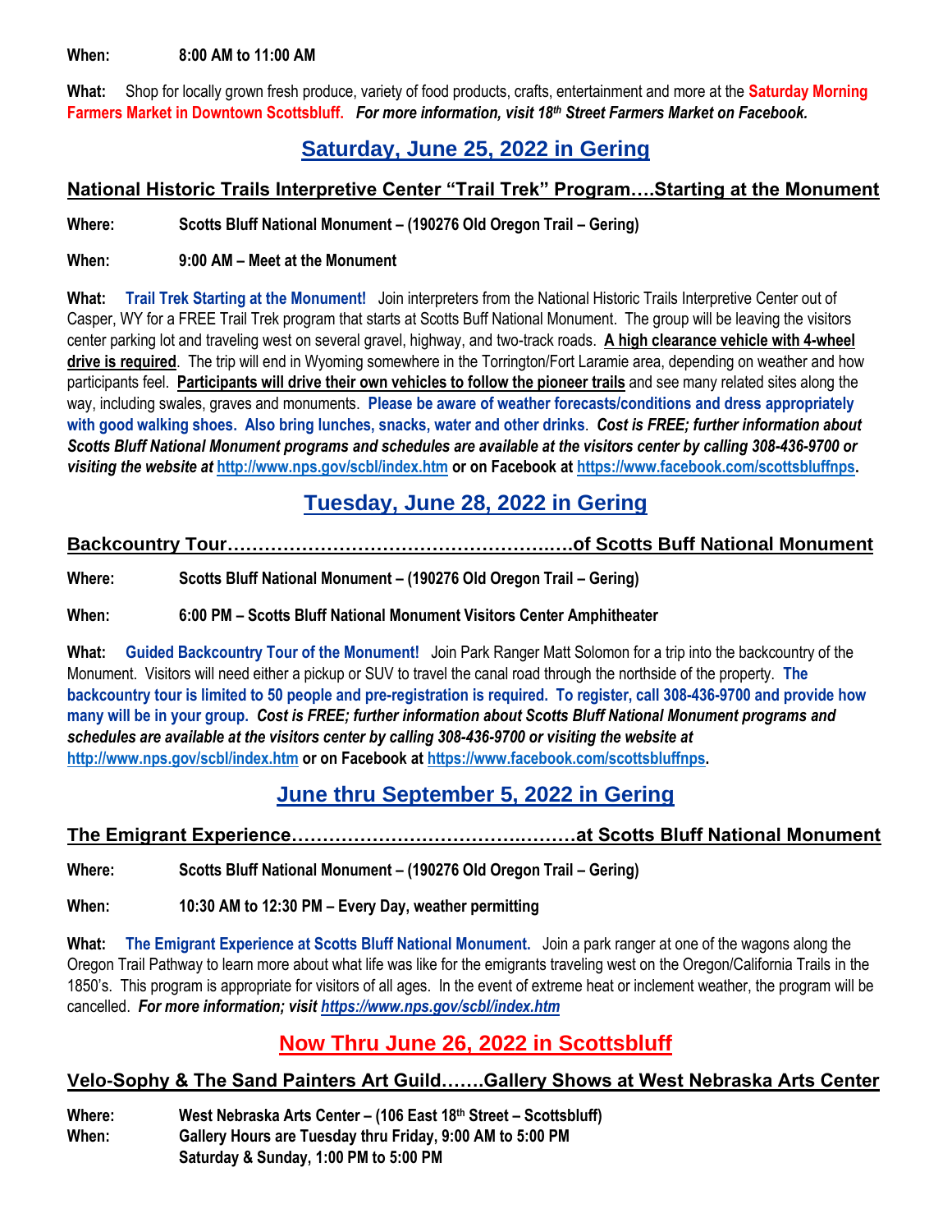**When:** 8:00 AM to 11:00 AM

**What:** Shop for locally grown fresh produce, variety of food products, crafts, entertainment and more at the **Saturday Morning Farmers Market in Downtown Scottsbluff.** ***For more information, visit 18th Street Farmers Market on Facebook.***

## Saturday, June 25, 2022 in Gering

### National Historic Trails Interpretive Center "Trail Trek" Program….Starting at the Monument

**Where:** Scotts Bluff National Monument – (190276 Old Oregon Trail – Gering)

**When:** 9:00 AM – Meet at the Monument

**What:** **Trail Trek Starting at the Monument!** Join interpreters from the National Historic Trails Interpretive Center out of Casper, WY for a FREE Trail Trek program that starts at Scotts Buff National Monument. The group will be leaving the visitors center parking lot and traveling west on several gravel, highway, and two-track roads. **A high clearance vehicle with 4-wheel drive is required**. The trip will end in Wyoming somewhere in the Torrington/Fort Laramie area, depending on weather and how participants feel. **Participants will drive their own vehicles to follow the pioneer trails** and see many related sites along the way, including swales, graves and monuments. **Please be aware of weather forecasts/conditions and dress appropriately with good walking shoes. Also bring lunches, snacks, water and other drinks**. ***Cost is FREE; further information about Scotts Bluff National Monument programs and schedules are available at the visitors center by calling 308-436-9700 or visiting the website at http://www.nps.gov/scbl/index.htm or on Facebook at https://www.facebook.com/scottsbluffnps.***

## Tuesday, June 28, 2022 in Gering

### Backcountry Tour……………………………………………..…of Scotts Buff National Monument

**Where:** Scotts Bluff National Monument – (190276 Old Oregon Trail – Gering)

**When:** 6:00 PM – Scotts Bluff National Monument Visitors Center Amphitheater

**What:** **Guided Backcountry Tour of the Monument!** Join Park Ranger Matt Solomon for a trip into the backcountry of the Monument. Visitors will need either a pickup or SUV to travel the canal road through the northside of the property. **The backcountry tour is limited to 50 people and pre-registration is required. To register, call 308-436-9700 and provide how many will be in your group.** ***Cost is FREE; further information about Scotts Bluff National Monument programs and schedules are available at the visitors center by calling 308-436-9700 or visiting the website at http://www.nps.gov/scbl/index.htm or on Facebook at https://www.facebook.com/scottsbluffnps.***

## June thru September 5, 2022 in Gering

### The Emigrant Experience……………………………….………at Scotts Bluff National Monument

**Where:** Scotts Bluff National Monument – (190276 Old Oregon Trail – Gering)

**When:** 10:30 AM to 12:30 PM – Every Day, weather permitting

**What:** **The Emigrant Experience at Scotts Bluff National Monument.** Join a park ranger at one of the wagons along the Oregon Trail Pathway to learn more about what life was like for the emigrants traveling west on the Oregon/California Trails in the 1850's. This program is appropriate for visitors of all ages. In the event of extreme heat or inclement weather, the program will be cancelled. ***For more information; visit https://www.nps.gov/scbl/index.htm***

## Now Thru June 26, 2022 in Scottsbluff

### Velo-Sophy & The Sand Painters Art Guild…….Gallery Shows at West Nebraska Arts Center

**Where:** West Nebraska Arts Center – (106 East 18th Street – Scottsbluff)
**When:** Gallery Hours are Tuesday thru Friday, 9:00 AM to 5:00 PM
Saturday & Sunday, 1:00 PM to 5:00 PM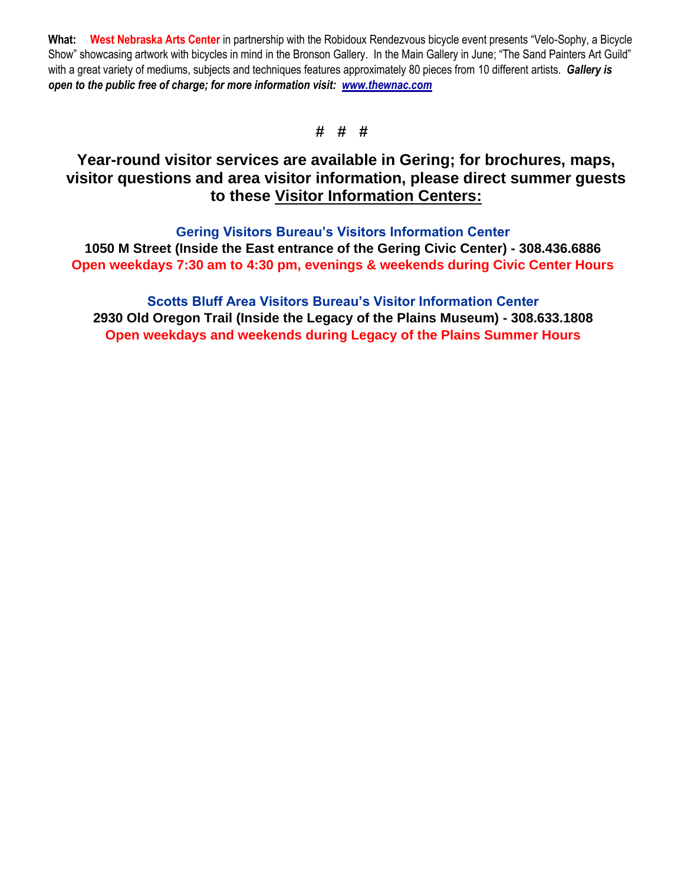**What:** **West Nebraska Arts Center** in partnership with the Robidoux Rendezvous bicycle event presents "Velo-Sophy, a Bicycle Show" showcasing artwork with bicycles in mind in the Bronson Gallery. In the Main Gallery in June; "The Sand Painters Art Guild" with a great variety of mediums, subjects and techniques features approximately 80 pieces from 10 different artists. ***Gallery is open to the public free of charge; for more information visit: [www.thewnac.com](http://www.thewnac.com)***

# # #

## Year-round visitor services are available in Gering; for brochures, maps, visitor questions and area visitor information, please direct summer guests to these Visitor Information Centers:

**Gering Visitors Bureau's Visitors Information Center**
**1050 M Street (Inside the East entrance of the Gering Civic Center) - 308.436.6886**
**Open weekdays 7:30 am to 4:30 pm, evenings & weekends during Civic Center Hours**

**Scotts Bluff Area Visitors Bureau's Visitor Information Center**
**2930 Old Oregon Trail (Inside the Legacy of the Plains Museum) - 308.633.1808**
**Open weekdays and weekends during Legacy of the Plains Summer Hours**